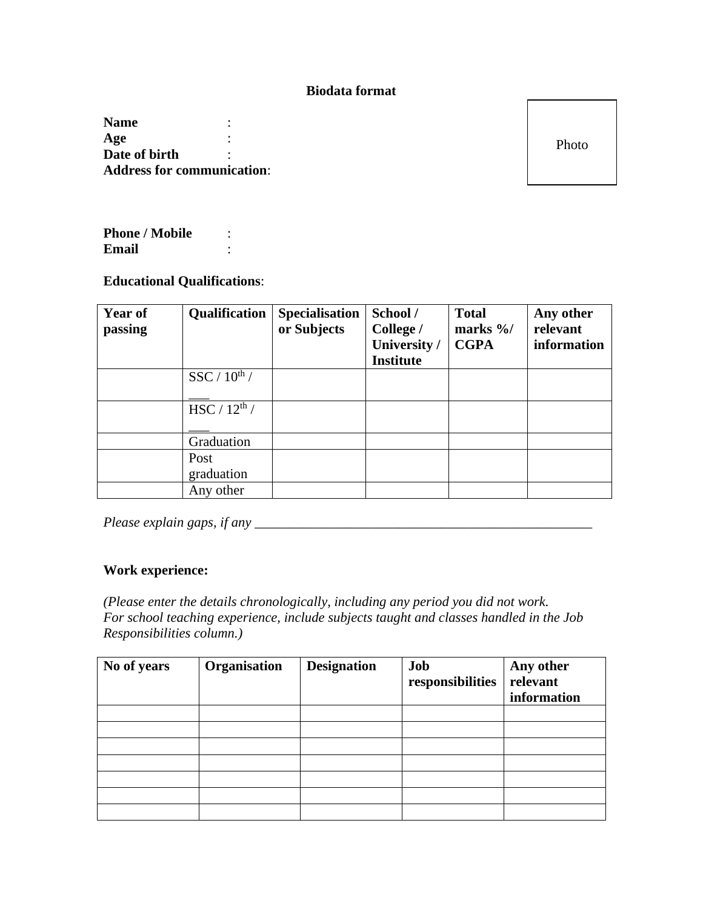# Biodata format

Photo

**Name** :
**Age** :
**Date of birth** :
**Address for communication**:

**Phone / Mobile** :
**Email** :

**Educational Qualifications**:

| Year of passing | Qualification | Specialisation or Subjects | School / College / University / Institute | Total marks %/ CGPA | Any other relevant information |
|---|---|---|---|---|---|
| | SSC / $10^{th}$ / ___ | | | | |
| | HSC / $12^{th}$ / ___ | | | | |
| | Graduation | | | | |
| | Post graduation | | | | |
| | Any other | | | | |

*Please explain gaps, if any* ____________________________________________________

**Work experience:**

*(Please enter the details chronologically, including any period you did not work. For school teaching experience, include subjects taught and classes handled in the Job Responsibilities column.)*

| No of years | Organisation | Designation | Job responsibilities | Any other relevant information |
|---|---|---|---|---|
| | | | | |
| | | | | |
| | | | | |
| | | | | |
| | | | | |
| | | | | |
| | | | | |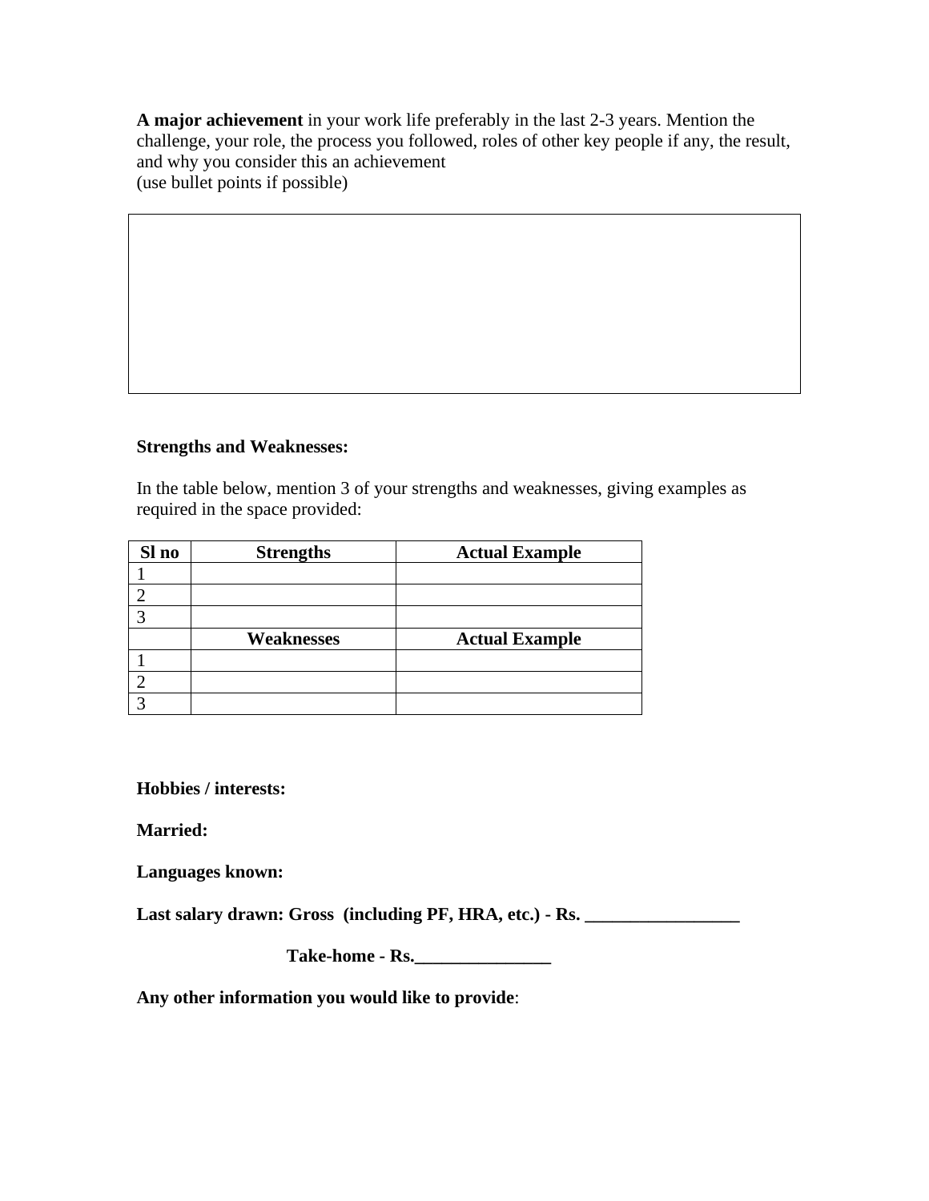**A major achievement** in your work life preferably in the last 2-3 years. Mention the challenge, your role, the process you followed, roles of other key people if any, the result, and why you consider this an achievement
(use bullet points if possible)

| |
|---|
| |

**Strengths and Weaknesses:**

In the table below, mention 3 of your strengths and weaknesses, giving examples as required in the space provided:

| Sl no | Strengths | Actual Example |
|---|---|---|
| 1 | | |
| 2 | | |
| 3 | | |
| | **Weaknesses** | **Actual Example** |
| 1 | | |
| 2 | | |
| 3 | | |

**Hobbies / interests:**

**Married:**

**Languages known:**

**Last salary drawn: Gross (including PF, HRA, etc.) - Rs. _________________**

**Take-home - Rs._______________**

**Any other information you would like to provide**: